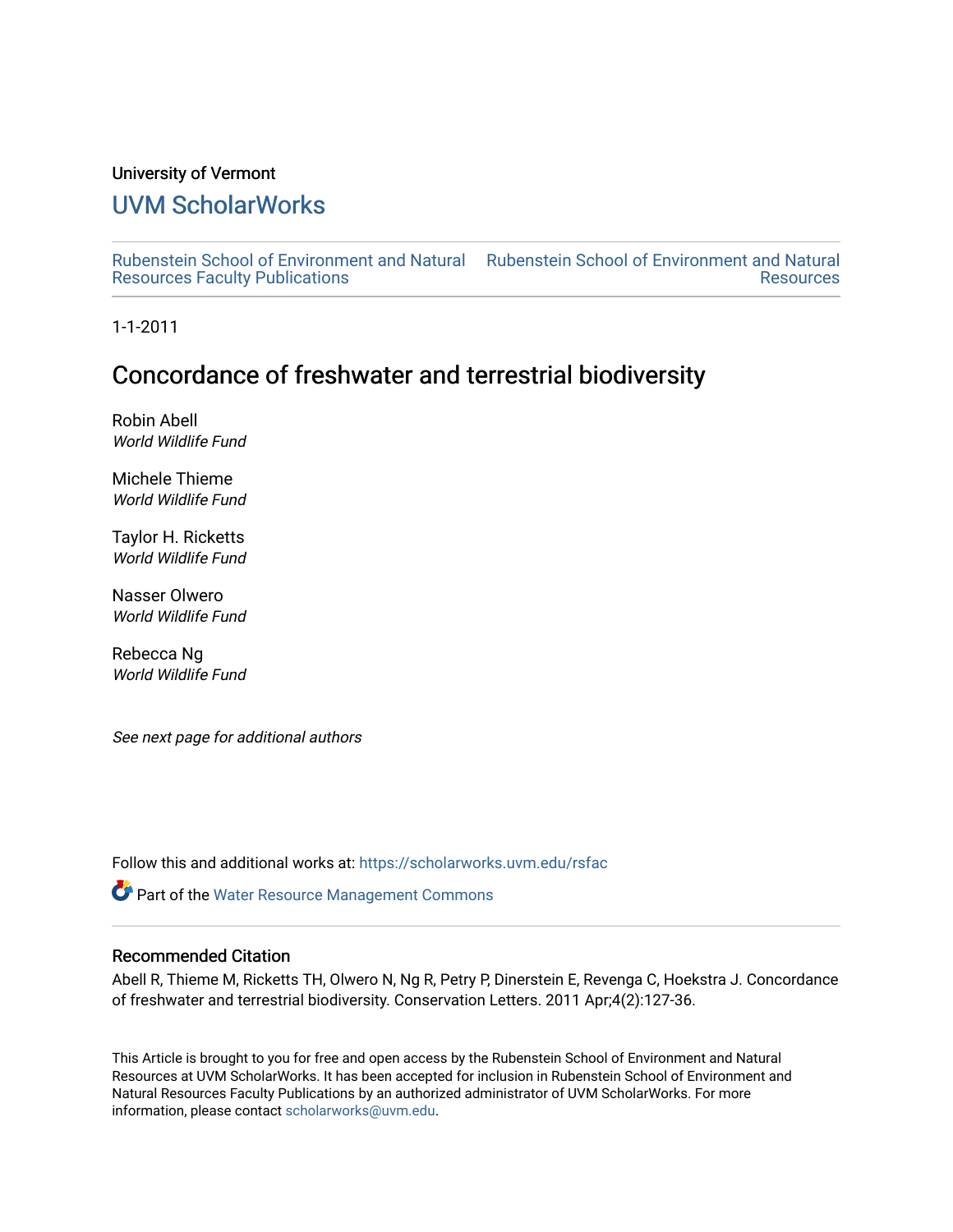University of Vermont

# UVM ScholarWorks

Rubenstein School of Environment and Natural Resources Faculty Publications | Rubenstein School of Environment and Natural Resources

1-1-2011

## Concordance of freshwater and terrestrial biodiversity

Robin Abell
*World Wildlife Fund*

Michele Thieme
*World Wildlife Fund*

Taylor H. Ricketts
*World Wildlife Fund*

Nasser Olwero
*World Wildlife Fund*

Rebecca Ng
*World Wildlife Fund*

*See next page for additional authors*

Follow this and additional works at: https://scholarworks.uvm.edu/rsfac

Part of the Water Resource Management Commons

### Recommended Citation

Abell R, Thieme M, Ricketts TH, Olwero N, Ng R, Petry P, Dinerstein E, Revenga C, Hoekstra J. Concordance of freshwater and terrestrial biodiversity. Conservation Letters. 2011 Apr;4(2):127-36.

This Article is brought to you for free and open access by the Rubenstein School of Environment and Natural Resources at UVM ScholarWorks. It has been accepted for inclusion in Rubenstein School of Environment and Natural Resources Faculty Publications by an authorized administrator of UVM ScholarWorks. For more information, please contact scholarworks@uvm.edu.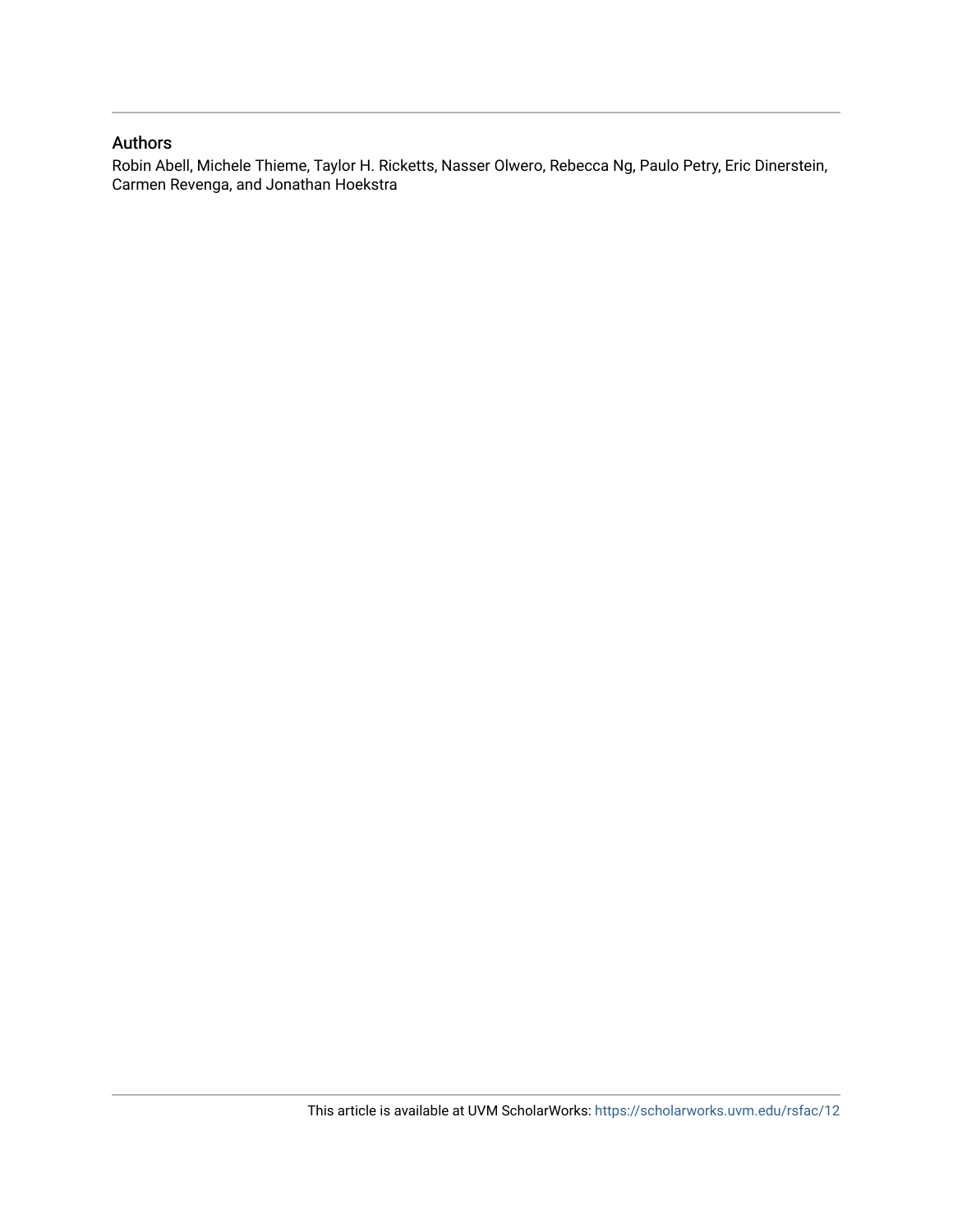## Authors

Robin Abell, Michele Thieme, Taylor H. Ricketts, Nasser Olwero, Rebecca Ng, Paulo Petry, Eric Dinerstein, Carmen Revenga, and Jonathan Hoekstra

This article is available at UVM ScholarWorks: https://scholarworks.uvm.edu/rsfac/12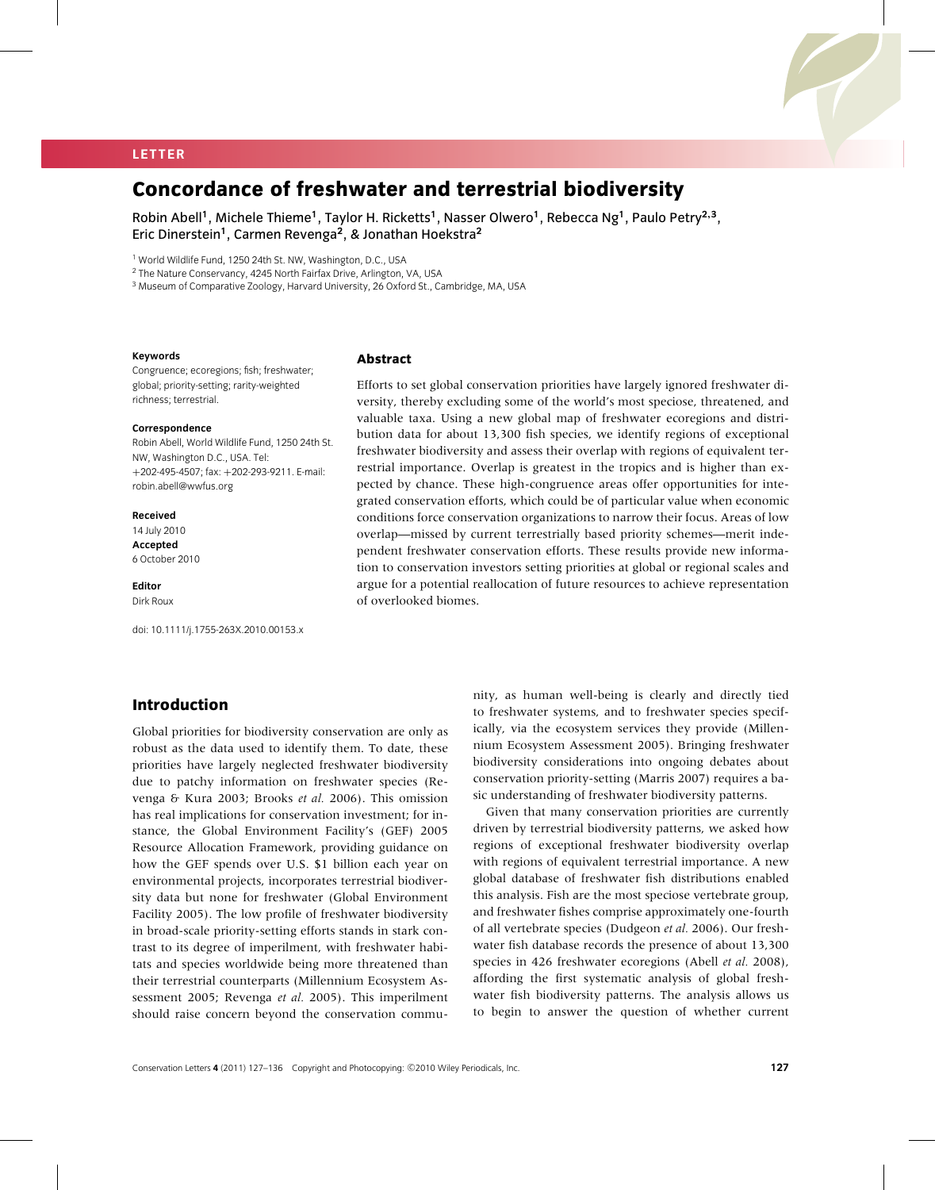LETTER

# Concordance of freshwater and terrestrial biodiversity

Robin Abell[1], Michele Thieme[1], Taylor H. Ricketts[1], Nasser Olwero[1], Rebecca Ng[1], Paulo Petry[2,3], Eric Dinerstein[1], Carmen Revenga[2], & Jonathan Hoekstra[2]

[1] World Wildlife Fund, 1250 24th St. NW, Washington, D.C., USA

[2] The Nature Conservancy, 4245 North Fairfax Drive, Arlington, VA, USA

[3] Museum of Comparative Zoology, Harvard University, 26 Oxford St., Cambridge, MA, USA

**Keywords**
Congruence; ecoregions; fish; freshwater; global; priority-setting; rarity-weighted richness; terrestrial.

**Correspondence**
Robin Abell, World Wildlife Fund, 1250 24th St. NW, Washington D.C., USA. Tel: +202-495-4507; fax: +202-293-9211. E-mail: robin.abell@wwfus.org

**Received**
14 July 2010
**Accepted**
6 October 2010

**Editor**
Dirk Roux

doi: 10.1111/j.1755-263X.2010.00153.x

## Abstract

Efforts to set global conservation priorities have largely ignored freshwater diversity, thereby excluding some of the world's most speciose, threatened, and valuable taxa. Using a new global map of freshwater ecoregions and distribution data for about 13,300 fish species, we identify regions of exceptional freshwater biodiversity and assess their overlap with regions of equivalent terrestrial importance. Overlap is greatest in the tropics and is higher than expected by chance. These high-congruence areas offer opportunities for integrated conservation efforts, which could be of particular value when economic conditions force conservation organizations to narrow their focus. Areas of low overlap—missed by current terrestrially based priority schemes—merit independent freshwater conservation efforts. These results provide new information to conservation investors setting priorities at global or regional scales and argue for a potential reallocation of future resources to achieve representation of overlooked biomes.

## Introduction

Global priorities for biodiversity conservation are only as robust as the data used to identify them. To date, these priorities have largely neglected freshwater biodiversity due to patchy information on freshwater species (Revenga & Kura 2003; Brooks *et al.* 2006). This omission has real implications for conservation investment; for instance, the Global Environment Facility's (GEF) 2005 Resource Allocation Framework, providing guidance on how the GEF spends over U.S. $1 billion each year on environmental projects, incorporates terrestrial biodiversity data but none for freshwater (Global Environment Facility 2005). The low profile of freshwater biodiversity in broad-scale priority-setting efforts stands in stark contrast to its degree of imperilment, with freshwater habitats and species worldwide being more threatened than their terrestrial counterparts (Millennium Ecosystem Assessment 2005; Revenga *et al.* 2005). This imperilment should raise concern beyond the conservation community, as human well-being is clearly and directly tied to freshwater systems, and to freshwater species specifically, via the ecosystem services they provide (Millennium Ecosystem Assessment 2005). Bringing freshwater biodiversity considerations into ongoing debates about conservation priority-setting (Marris 2007) requires a basic understanding of freshwater biodiversity patterns.

Given that many conservation priorities are currently driven by terrestrial biodiversity patterns, we asked how regions of exceptional freshwater biodiversity overlap with regions of equivalent terrestrial importance. A new global database of freshwater fish distributions enabled this analysis. Fish are the most speciose vertebrate group, and freshwater fishes comprise approximately one-fourth of all vertebrate species (Dudgeon *et al.* 2006). Our freshwater fish database records the presence of about 13,300 species in 426 freshwater ecoregions (Abell *et al.* 2008), affording the first systematic analysis of global freshwater fish biodiversity patterns. The analysis allows us to begin to answer the question of whether current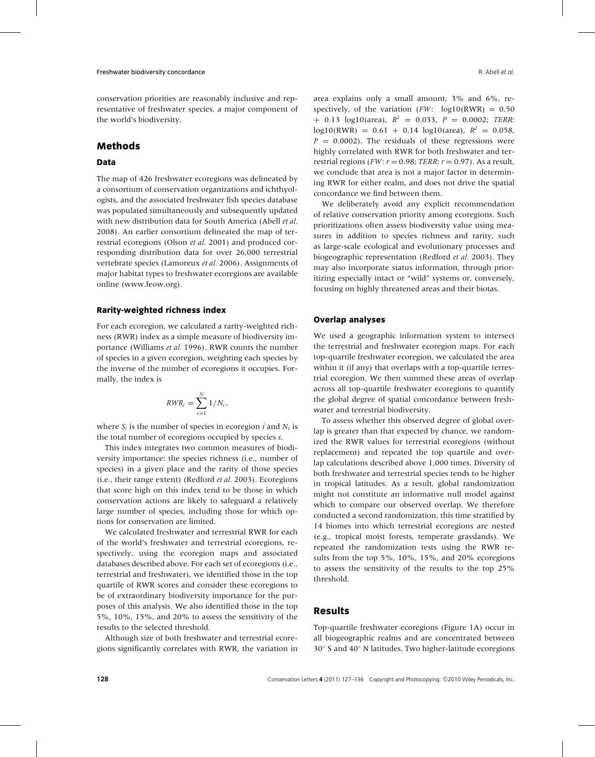conservation priorities are reasonably inclusive and representative of freshwater species, a major component of the world's biodiversity.

## Methods

### Data

The map of 426 freshwater ecoregions was delineated by a consortium of conservation organizations and ichthyologists, and the associated freshwater fish species database was populated simultaneously and subsequently updated with new distribution data for South America (Abell *et al.* 2008). An earlier consortium delineated the map of terrestrial ecoregions (Olson *et al.* 2001) and produced corresponding distribution data for over 26,000 terrestrial vertebrate species (Lamoreux *et al.* 2006). Assignments of major habitat types to freshwater ecoregions are available online (www.feow.org).

### Rarity-weighted richness index

For each ecoregion, we calculated a rarity-weighted richness (RWR) index as a simple measure of biodiversity importance (Williams *et al.* 1996). RWR counts the number of species in a given ecoregion, weighting each species by the inverse of the number of ecoregions it occupies. Formally, the index is

$$RWR_i = \sum_{s=1}^{Si} 1/N_s,$$

where $S_i$ is the number of species in ecoregion $i$ and $N_s$ is the total number of ecoregions occupied by species $s$.

This index integrates two common measures of biodiversity importance: the species richness (i.e., number of species) in a given place and the rarity of those species (i.e., their range extent) (Redford *et al.* 2003). Ecoregions that score high on this index tend to be those in which conservation actions are likely to safeguard a relatively large number of species, including those for which options for conservation are limited.

We calculated freshwater and terrestrial RWR for each of the world's freshwater and terrestrial ecoregions, respectively, using the ecoregion maps and associated databases described above. For each set of ecoregions (i.e., terrestrial and freshwater), we identified those in the top quartile of RWR scores and consider these ecoregions to be of extraordinary biodiversity importance for the purposes of this analysis. We also identified those in the top 5%, 10%, 15%, and 20% to assess the sensitivity of the results to the selected threshold.

Although size of both freshwater and terrestrial ecoregions significantly correlates with RWR, the variation in area explains only a small amount, 3% and 6%, respectively, of the variation (*FW*: $\log10(\text{RWR}) = 0.50 + 0.13 \log10(\text{area})$, $R^2 = 0.033$, $P = 0.0002$; *TERR*: $\log10(\text{RWR}) = 0.61 + 0.14 \log10(\text{area})$, $R^2 = 0.058$, $P = 0.0002$). The residuals of these regressions were highly correlated with RWR for both freshwater and terrestrial regions (*FW*: $r = 0.98$; *TERR*: $r = 0.97$). As a result, we conclude that area is not a major factor in determining RWR for either realm, and does not drive the spatial concordance we find between them.

We deliberately avoid any explicit recommendation of relative conservation priority among ecoregions. Such prioritizations often assess biodiversity value using measures in addition to species richness and rarity, such as large-scale ecological and evolutionary processes and biogeographic representation (Redford *et al.* 2003). They may also incorporate status information, through prioritizing especially intact or "wild" systems or, conversely, focusing on highly threatened areas and their biotas.

### Overlap analyses

We used a geographic information system to intersect the terrestrial and freshwater ecoregion maps. For each top-quartile freshwater ecoregion, we calculated the area within it (if any) that overlaps with a top-quartile terrestrial ecoregion. We then summed these areas of overlap across all top-quartile freshwater ecoregions to quantify the global degree of spatial concordance between freshwater and terrestrial biodiversity.

To assess whether this observed degree of global overlap is greater than that expected by chance, we randomized the RWR values for terrestrial ecoregions (without replacement) and repeated the top quartile and overlap calculations described above 1,000 times. Diversity of both freshwater and terrestrial species tends to be higher in tropical latitudes. As a result, global randomization might not constitute an informative null model against which to compare our observed overlap. We therefore conducted a second randomization, this time stratified by 14 biomes into which terrestrial ecoregions are nested (e.g., tropical moist forests, temperate grasslands). We repeated the randomization tests using the RWR results from the top 5%, 10%, 15%, and 20% ecoregions to assess the sensitivity of the results to the top 25% threshold.

## Results

Top-quartile freshwater ecoregions (Figure 1A) occur in all biogeographic realms and are concentrated between 30° S and 40° N latitudes. Two higher-latitude ecoregions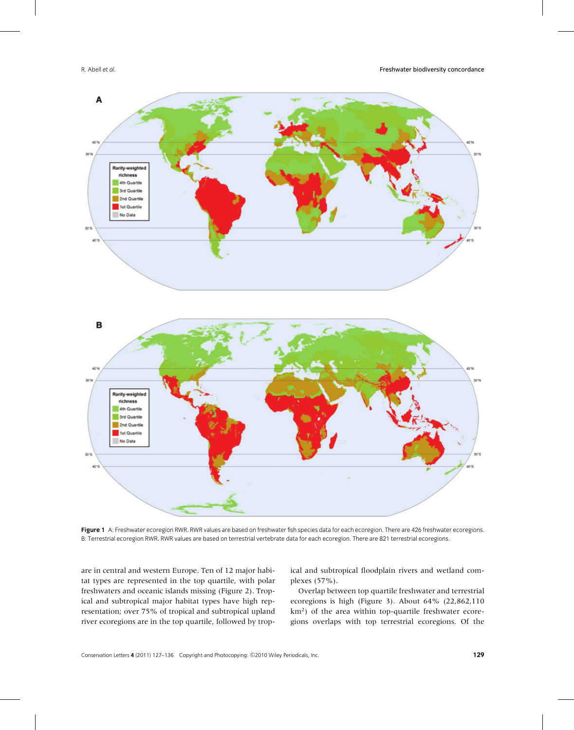Figure 1 A: Freshwater ecoregion RWR. RWR values are based on freshwater fish species data for each ecoregion. There are 426 freshwater ecoregions. B: Terrestrial ecoregion RWR. RWR values are based on terrestrial vertebrate data for each ecoregion. There are 821 terrestrial ecoregions.

are in central and western Europe. Ten of 12 major habitat types are represented in the top quartile, with polar freshwaters and oceanic islands missing (Figure 2). Tropical and subtropical major habitat types have high representation; over 75% of tropical and subtropical upland river ecoregions are in the top quartile, followed by tropical and subtropical floodplain rivers and wetland complexes (57%).

Overlap between top quartile freshwater and terrestrial ecoregions is high (Figure 3). About 64% (22,862,110 km$^2$) of the area within top-quartile freshwater ecoregions overlaps with top terrestrial ecoregions. Of the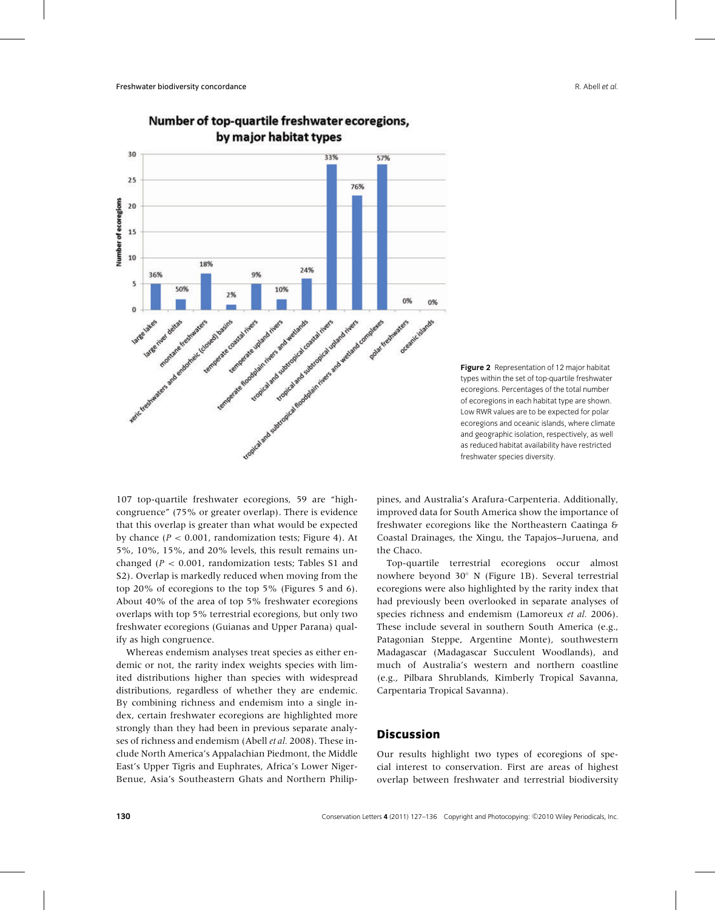Number of top-quartile freshwater ecoregions, by major habitat types

Number of ecoregions

30
25
20
15
10
5
0

36%
50%
18%
2%
9%
10%
24%
33%
76%
57%
0%
0%

large lakes
large river deltas
montane freshwaters
xeric freshwaters and endorheic (closed) basins
temperate coastal rivers
temperate upland rivers
temperate floodplain rivers and wetlands
tropical and subtropical coastal rivers
tropical and subtropical upland rivers
tropical and subtropical floodplain rivers and wetland complexes
polar freshwaters
oceanic islands

**Figure 2** Representation of 12 major habitat types within the set of top-quartile freshwater ecoregions. Percentages of the total number of ecoregions in each habitat type are shown. Low RWR values are to be expected for polar ecoregions and oceanic islands, where climate and geographic isolation, respectively, as well as reduced habitat availability have restricted freshwater species diversity.

107 top-quartile freshwater ecoregions, 59 are "high-congruence" (75% or greater overlap). There is evidence that this overlap is greater than what would be expected by chance ($P < 0.001$, randomization tests; Figure 4). At 5%, 10%, 15%, and 20% levels, this result remains unchanged ($P < 0.001$, randomization tests; Tables S1 and S2). Overlap is markedly reduced when moving from the top 20% of ecoregions to the top 5% (Figures 5 and 6). About 40% of the area of top 5% freshwater ecoregions overlaps with top 5% terrestrial ecoregions, but only two freshwater ecoregions (Guianas and Upper Parana) qualify as high congruence.

Whereas endemism analyses treat species as either endemic or not, the rarity index weights species with limited distributions higher than species with widespread distributions, regardless of whether they are endemic. By combining richness and endemism into a single index, certain freshwater ecoregions are highlighted more strongly than they had been in previous separate analyses of richness and endemism (Abell *et al.* 2008). These include North America's Appalachian Piedmont, the Middle East's Upper Tigris and Euphrates, Africa's Lower Niger-Benue, Asia's Southeastern Ghats and Northern Philippines, and Australia's Arafura-Carpenteria. Additionally, improved data for South America show the importance of freshwater ecoregions like the Northeastern Caatinga & Coastal Drainages, the Xingu, the Tapajos–Juruena, and the Chaco.

Top-quartile terrestrial ecoregions occur almost nowhere beyond 30° N (Figure 1B). Several terrestrial ecoregions were also highlighted by the rarity index that had previously been overlooked in separate analyses of species richness and endemism (Lamoreux *et al.* 2006). These include several in southern South America (e.g., Patagonian Steppe, Argentine Monte), southwestern Madagascar (Madagascar Succulent Woodlands), and much of Australia's western and northern coastline (e.g., Pilbara Shrublands, Kimberly Tropical Savanna, Carpentaria Tropical Savanna).

## Discussion

Our results highlight two types of ecoregions of special interest to conservation. First are areas of highest overlap between freshwater and terrestrial biodiversity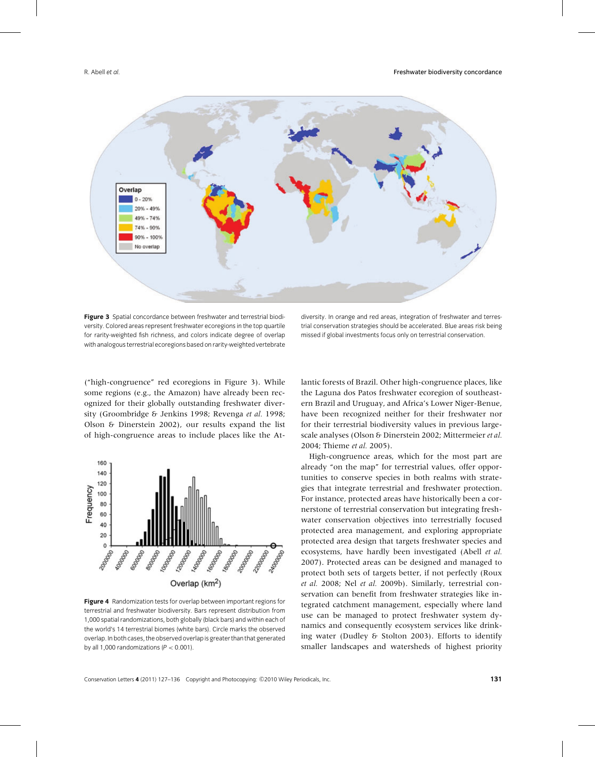Overlap

0 - 20%

20% - 49%

49% - 74%

74% - 90%

90% - 100%

No overlap

**Figure 3** Spatial concordance between freshwater and terrestrial biodiversity. Colored areas represent freshwater ecoregions in the top quartile for rarity-weighted fish richness, and colors indicate degree of overlap with analogous terrestrial ecoregions based on rarity-weighted vertebrate diversity. In orange and red areas, integration of freshwater and terrestrial conservation strategies should be accelerated. Blue areas risk being missed if global investments focus only on terrestrial conservation.

("high-congruence" red ecoregions in Figure 3). While some regions (e.g., the Amazon) have already been recognized for their globally outstanding freshwater diversity (Groombridge & Jenkins 1998; Revenga *et al.* 1998; Olson & Dinerstein 2002), our results expand the list of high-congruence areas to include places like the Atlantic forests of Brazil. Other high-congruence places, like the Laguna dos Patos freshwater ecoregion of southeastern Brazil and Uruguay, and Africa's Lower Niger-Benue, have been recognized neither for their freshwater nor for their terrestrial biodiversity values in previous large-scale analyses (Olson & Dinerstein 2002; Mittermeier *et al.* 2004; Thieme *et al.* 2005).

Frequency

160
140
120
100
80
60
40
20
0

2000000
4000000
6000000
8000000
10000000
12000000
14000000
16000000
18000000
20000000
22000000
24000000

Overlap (km$^2$)

**Figure 4** Randomization tests for overlap between important regions for terrestrial and freshwater biodiversity. Bars represent distribution from 1,000 spatial randomizations, both globally (black bars) and within each of the world's 14 terrestrial biomes (white bars). Circle marks the observed overlap. In both cases, the observed overlap is greater than that generated by all 1,000 randomizations ($P < 0.001$).

High-congruence areas, which for the most part are already "on the map" for terrestrial values, offer opportunities to conserve species in both realms with strategies that integrate terrestrial and freshwater protection. For instance, protected areas have historically been a cornerstone of terrestrial conservation but integrating freshwater conservation objectives into terrestrially focused protected area management, and exploring appropriate protected area design that targets freshwater species and ecosystems, have hardly been investigated (Abell *et al.* 2007). Protected areas can be designed and managed to protect both sets of targets better, if not perfectly (Roux *et al.* 2008; Nel *et al.* 2009b). Similarly, terrestrial conservation can benefit from freshwater strategies like integrated catchment management, especially where land use can be managed to protect freshwater system dynamics and consequently ecosystem services like drinking water (Dudley & Stolton 2003). Efforts to identify smaller landscapes and watersheds of highest priority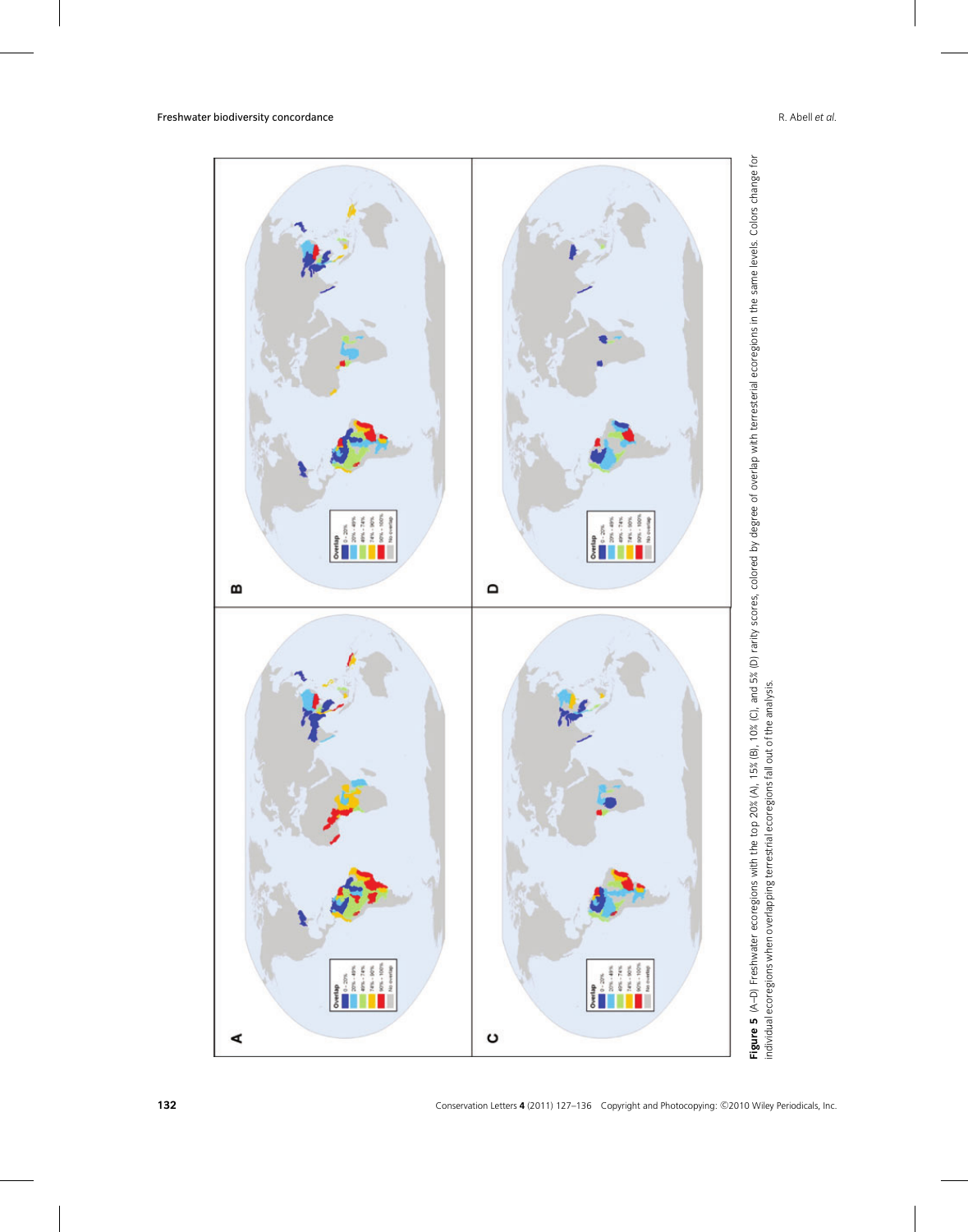A

Overlap
0 - 20%
20% - 49%
49% - 74%
74% - 90%
90% - 100%
No overlap

B

Overlap
0 - 20%
20% - 49%
49% - 74%
74% - 90%
90% - 100%
No overlap

C

Overlap
0 - 20%
20% - 49%
49% - 74%
74% - 90%
90% - 100%
No overlap

D

Overlap
0 - 20%
20% - 49%
49% - 74%
74% - 90%
90% - 100%
No overlap

**Figure 5** (A–D) Freshwater ecoregions with the top 20% (A), 15% (B), 10% (C), and 5% (D) rarity scores, colored by degree of overlap with terresterial ecoregions in the same levels. Colors change for individual ecoregions when overlapping terrestrial ecoregions fall out of the analysis.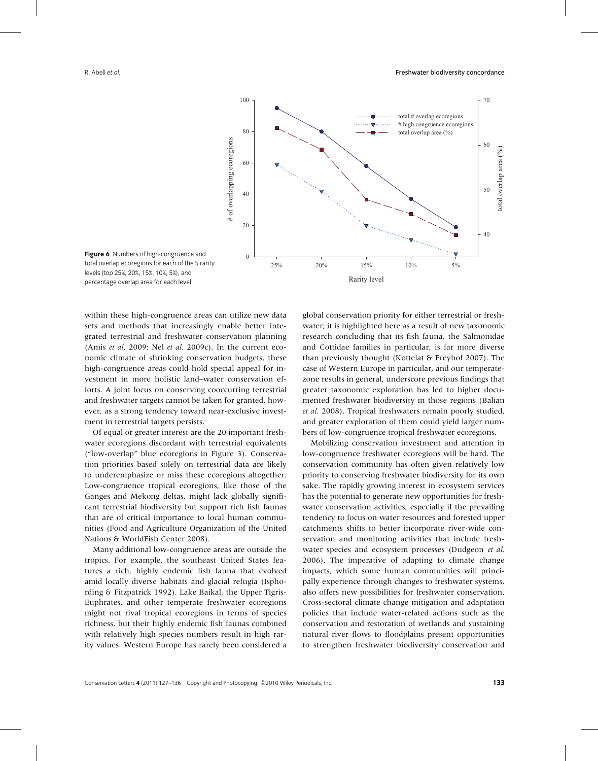100
80
60
40
20
0

70
60
50
40

total # overlap ecoregions
# high congruence ecoregions
total overlap area (%)

# of overlapping ecoregions

total overlap area (%)

25%
20%
15%
10%
5%

Rarity level

**Figure 6** Numbers of high-congruence and total overlap ecoregions for each of the 5 rarity levels (top 25%, 20%, 15%, 10%, 5%), and percentage overlap area for each level.

within these high-congruence areas can utilize new data sets and methods that increasingly enable better integrated terrestrial and freshwater conservation planning (Amis *et al.* 2009; Nel *et al.* 2009c). In the current economic climate of shrinking conservation budgets, these high-congruence areas could hold special appeal for investment in more holistic land–water conservation efforts. A joint focus on conserving cooccurring terrestrial and freshwater targets cannot be taken for granted, however, as a strong tendency toward near-exclusive investment in terrestrial targets persists.

Of equal or greater interest are the 20 important freshwater ecoregions discordant with terrestrial equivalents ("low-overlap" blue ecoregions in Figure 3). Conservation priorities based solely on terrestrial data are likely to underemphasize or miss these ecoregions altogether. Low-congruence tropical ecoregions, like those of the Ganges and Mekong deltas, might lack globally significant terrestrial biodiversity but support rich fish faunas that are of critical importance to local human communities (Food and Agriculture Organization of the United Nations & WorldFish Center 2008).

Many additional low-congruence areas are outside the tropics. For example, the southeast United States features a rich, highly endemic fish fauna that evolved amid locally diverse habitats and glacial refugia (Isphording & Fitzpatrick 1992). Lake Baikal, the Upper Tigris-Euphrates, and other temperate freshwater ecoregions might not rival tropical ecoregions in terms of species richness, but their highly endemic fish faunas combined with relatively high species numbers result in high rarity values. Western Europe has rarely been considered a global conservation priority for either terrestrial or freshwater; it is highlighted here as a result of new taxonomic research concluding that its fish fauna, the Salmonidae and Cottidae families in particular, is far more diverse than previously thought (Kottelat & Freyhof 2007). The case of Western Europe in particular, and our temperate-zone results in general, underscore previous findings that greater taxonomic exploration has led to higher documented freshwater biodiversity in those regions (Balian *et al.* 2008). Tropical freshwaters remain poorly studied, and greater exploration of them could yield larger numbers of low-congruence tropical freshwater ecoregions.

Mobilizing conservation investment and attention in low-congruence freshwater ecoregions will be hard. The conservation community has often given relatively low priority to conserving freshwater biodiversity for its own sake. The rapidly growing interest in ecosystem services has the potential to generate new opportunities for freshwater conservation activities, especially if the prevailing tendency to focus on water resources and forested upper catchments shifts to better incorporate river-wide conservation and monitoring activities that include freshwater species and ecosystem processes (Dudgeon *et al.* 2006). The imperative of adapting to climate change impacts, which some human communities will principally experience through changes to freshwater systems, also offers new possibilities for freshwater conservation. Cross-sectoral climate change mitigation and adaptation policies that include water-related actions such as the conservation and restoration of wetlands and sustaining natural river flows to floodplains present opportunities to strengthen freshwater biodiversity conservation and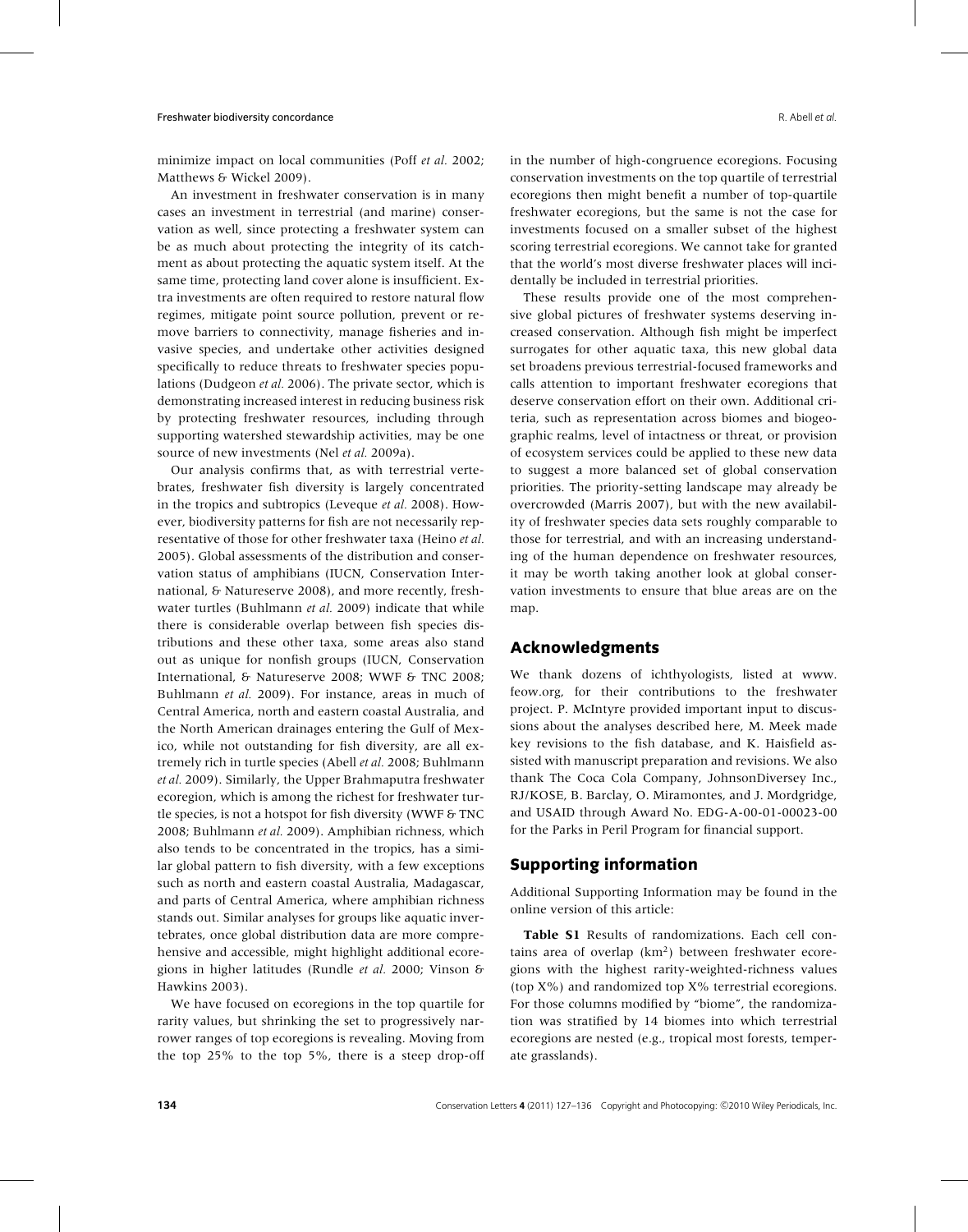minimize impact on local communities (Poff *et al.* 2002; Matthews & Wickel 2009).

An investment in freshwater conservation is in many cases an investment in terrestrial (and marine) conservation as well, since protecting a freshwater system can be as much about protecting the integrity of its catchment as about protecting the aquatic system itself. At the same time, protecting land cover alone is insufficient. Extra investments are often required to restore natural flow regimes, mitigate point source pollution, prevent or remove barriers to connectivity, manage fisheries and invasive species, and undertake other activities designed specifically to reduce threats to freshwater species populations (Dudgeon *et al.* 2006). The private sector, which is demonstrating increased interest in reducing business risk by protecting freshwater resources, including through supporting watershed stewardship activities, may be one source of new investments (Nel *et al.* 2009a).

Our analysis confirms that, as with terrestrial vertebrates, freshwater fish diversity is largely concentrated in the tropics and subtropics (Leveque *et al.* 2008). However, biodiversity patterns for fish are not necessarily representative of those for other freshwater taxa (Heino *et al.* 2005). Global assessments of the distribution and conservation status of amphibians (IUCN, Conservation International, & Natureserve 2008), and more recently, freshwater turtles (Buhlmann *et al.* 2009) indicate that while there is considerable overlap between fish species distributions and these other taxa, some areas also stand out as unique for nonfish groups (IUCN, Conservation International, & Natureserve 2008; WWF & TNC 2008; Buhlmann *et al.* 2009). For instance, areas in much of Central America, north and eastern coastal Australia, and the North American drainages entering the Gulf of Mexico, while not outstanding for fish diversity, are all extremely rich in turtle species (Abell *et al.* 2008; Buhlmann *et al.* 2009). Similarly, the Upper Brahmaputra freshwater ecoregion, which is among the richest for freshwater turtle species, is not a hotspot for fish diversity (WWF & TNC 2008; Buhlmann *et al.* 2009). Amphibian richness, which also tends to be concentrated in the tropics, has a similar global pattern to fish diversity, with a few exceptions such as north and eastern coastal Australia, Madagascar, and parts of Central America, where amphibian richness stands out. Similar analyses for groups like aquatic invertebrates, once global distribution data are more comprehensive and accessible, might highlight additional ecoregions in higher latitudes (Rundle *et al.* 2000; Vinson & Hawkins 2003).

We have focused on ecoregions in the top quartile for rarity values, but shrinking the set to progressively narrower ranges of top ecoregions is revealing. Moving from the top 25% to the top 5%, there is a steep drop-off in the number of high-congruence ecoregions. Focusing conservation investments on the top quartile of terrestrial ecoregions then might benefit a number of top-quartile freshwater ecoregions, but the same is not the case for investments focused on a smaller subset of the highest scoring terrestrial ecoregions. We cannot take for granted that the world's most diverse freshwater places will incidentally be included in terrestrial priorities.

These results provide one of the most comprehensive global pictures of freshwater systems deserving increased conservation. Although fish might be imperfect surrogates for other aquatic taxa, this new global data set broadens previous terrestrial-focused frameworks and calls attention to important freshwater ecoregions that deserve conservation effort on their own. Additional criteria, such as representation across biomes and biogeographic realms, level of intactness or threat, or provision of ecosystem services could be applied to these new data to suggest a more balanced set of global conservation priorities. The priority-setting landscape may already be overcrowded (Marris 2007), but with the new availability of freshwater species data sets roughly comparable to those for terrestrial, and with an increasing understanding of the human dependence on freshwater resources, it may be worth taking another look at global conservation investments to ensure that blue areas are on the map.

## Acknowledgments

We thank dozens of ichthyologists, listed at www.feow.org, for their contributions to the freshwater project. P. McIntyre provided important input to discussions about the analyses described here, M. Meek made key revisions to the fish database, and K. Haisfield assisted with manuscript preparation and revisions. We also thank The Coca Cola Company, JohnsonDiversey Inc., RJ/KOSE, B. Barclay, O. Miramontes, and J. Mordgridge, and USAID through Award No. EDG-A-00-01-00023-00 for the Parks in Peril Program for financial support.

## Supporting information

Additional Supporting Information may be found in the online version of this article:

**Table S1** Results of randomizations. Each cell contains area of overlap ($km^2$) between freshwater ecoregions with the highest rarity-weighted-richness values (top X%) and randomized top X% terrestrial ecoregions. For those columns modified by "biome", the randomization was stratified by 14 biomes into which terrestrial ecoregions are nested (e.g., tropical most forests, temperate grasslands).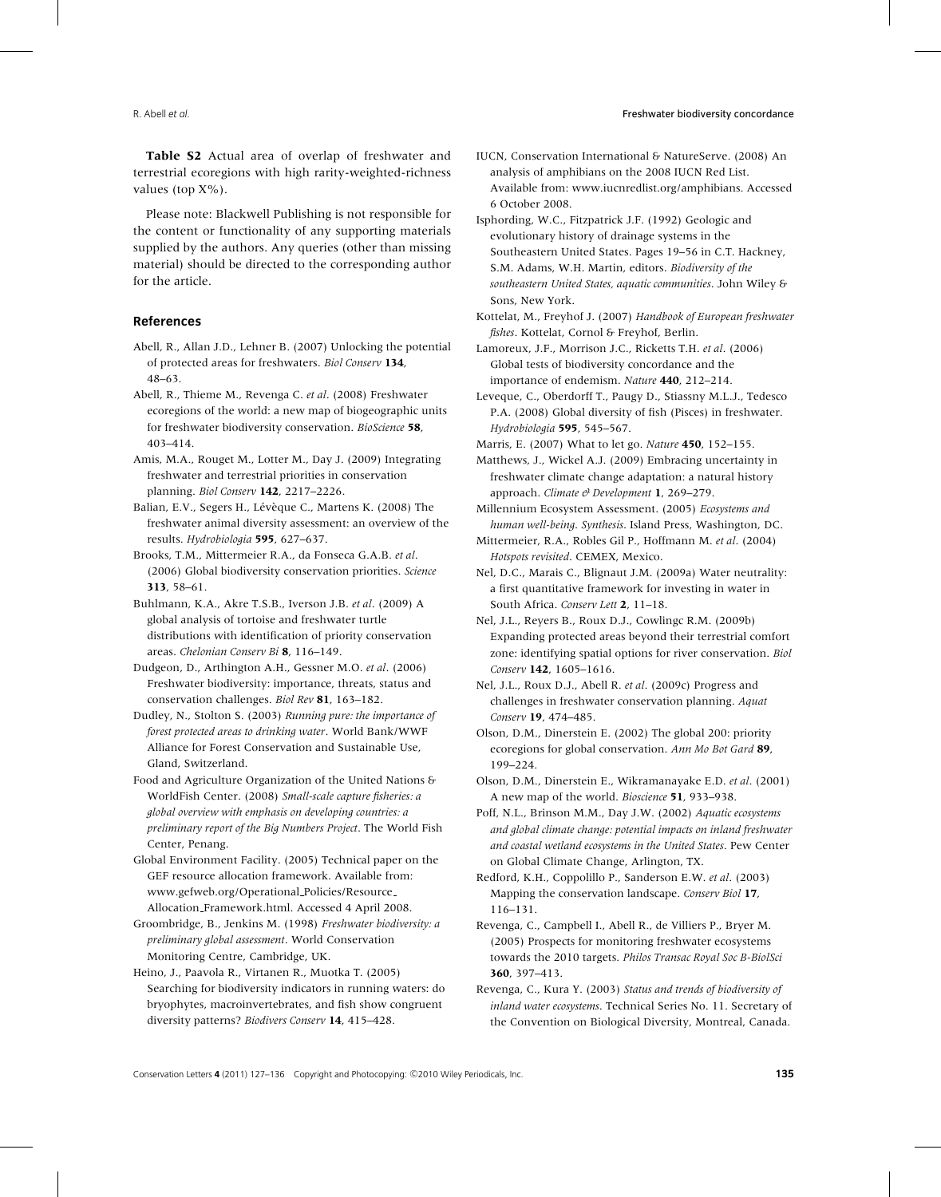**Table S2** Actual area of overlap of freshwater and terrestrial ecoregions with high rarity-weighted-richness values (top X%).

Please note: Blackwell Publishing is not responsible for the content or functionality of any supporting materials supplied by the authors. Any queries (other than missing material) should be directed to the corresponding author for the article.

## References

Abell, R., Allan J.D., Lehner B. (2007) Unlocking the potential of protected areas for freshwaters. *Biol Conserv* **134**, 48–63.

Abell, R., Thieme M., Revenga C. *et al*. (2008) Freshwater ecoregions of the world: a new map of biogeographic units for freshwater biodiversity conservation. *BioScience* **58**, 403–414.

Amis, M.A., Rouget M., Lotter M., Day J. (2009) Integrating freshwater and terrestrial priorities in conservation planning. *Biol Conserv* **142**, 2217–2226.

Balian, E.V., Segers H., Lévèque C., Martens K. (2008) The freshwater animal diversity assessment: an overview of the results. *Hydrobiologia* **595**, 627–637.

Brooks, T.M., Mittermeier R.A., da Fonseca G.A.B. *et al*. (2006) Global biodiversity conservation priorities. *Science* **313**, 58–61.

Buhlmann, K.A., Akre T.S.B., Iverson J.B. *et al*. (2009) A global analysis of tortoise and freshwater turtle distributions with identification of priority conservation areas. *Chelonian Conserv Bi* **8**, 116–149.

Dudgeon, D., Arthington A.H., Gessner M.O. *et al*. (2006) Freshwater biodiversity: importance, threats, status and conservation challenges. *Biol Rev* **81**, 163–182.

Dudley, N., Stolton S. (2003) *Running pure: the importance of forest protected areas to drinking water*. World Bank/WWF Alliance for Forest Conservation and Sustainable Use, Gland, Switzerland.

Food and Agriculture Organization of the United Nations & WorldFish Center. (2008) *Small-scale capture fisheries: a global overview with emphasis on developing countries: a preliminary report of the Big Numbers Project*. The World Fish Center, Penang.

Global Environment Facility. (2005) Technical paper on the GEF resource allocation framework. Available from: www.gefweb.org/Operational_Policies/Resource_Allocation_Framework.html. Accessed 4 April 2008.

Groombridge, B., Jenkins M. (1998) *Freshwater biodiversity: a preliminary global assessment*. World Conservation Monitoring Centre, Cambridge, UK.

Heino, J., Paavola R., Virtanen R., Muotka T. (2005) Searching for biodiversity indicators in running waters: do bryophytes, macroinvertebrates, and fish show congruent diversity patterns? *Biodivers Conserv* **14**, 415–428.

IUCN, Conservation International & NatureServe. (2008) An analysis of amphibians on the 2008 IUCN Red List. Available from: www.iucnredlist.org/amphibians. Accessed 6 October 2008.

Isphording, W.C., Fitzpatrick J.F. (1992) Geologic and evolutionary history of drainage systems in the Southeastern United States. Pages 19–56 in C.T. Hackney, S.M. Adams, W.H. Martin, editors. *Biodiversity of the southeastern United States, aquatic communities*. John Wiley & Sons, New York.

Kottelat, M., Freyhof J. (2007) *Handbook of European freshwater fishes*. Kottelat, Cornol & Freyhof, Berlin.

Lamoreux, J.F., Morrison J.C., Ricketts T.H. *et al*. (2006) Global tests of biodiversity concordance and the importance of endemism. *Nature* **440**, 212–214.

Leveque, C., Oberdorff T., Paugy D., Stiassny M.L.J., Tedesco P.A. (2008) Global diversity of fish (Pisces) in freshwater. *Hydrobiologia* **595**, 545–567.

Marris, E. (2007) What to let go. *Nature* **450**, 152–155.

Matthews, J., Wickel A.J. (2009) Embracing uncertainty in freshwater climate change adaptation: a natural history approach. *Climate & Development* **1**, 269–279.

Millennium Ecosystem Assessment. (2005) *Ecosystems and human well-being. Synthesis*. Island Press, Washington, DC.

Mittermeier, R.A., Robles Gil P., Hoffmann M. *et al*. (2004) *Hotspots revisited*. CEMEX, Mexico.

Nel, D.C., Marais C., Blignaut J.M. (2009a) Water neutrality: a first quantitative framework for investing in water in South Africa. *Conserv Lett* **2**, 11–18.

Nel, J.L., Reyers B., Roux D.J., Cowlingc R.M. (2009b) Expanding protected areas beyond their terrestrial comfort zone: identifying spatial options for river conservation. *Biol Conserv* **142**, 1605–1616.

Nel, J.L., Roux D.J., Abell R. *et al*. (2009c) Progress and challenges in freshwater conservation planning. *Aquat Conserv* **19**, 474–485.

Olson, D.M., Dinerstein E. (2002) The global 200: priority ecoregions for global conservation. *Ann Mo Bot Gard* **89**, 199–224.

Olson, D.M., Dinerstein E., Wikramanayake E.D. *et al*. (2001) A new map of the world. *Bioscience* **51**, 933–938.

Poff, N.L., Brinson M.M., Day J.W. (2002) *Aquatic ecosystems and global climate change: potential impacts on inland freshwater and coastal wetland ecosystems in the United States*. Pew Center on Global Climate Change, Arlington, TX.

Redford, K.H., Coppolillo P., Sanderson E.W. *et al*. (2003) Mapping the conservation landscape. *Conserv Biol* **17**, 116–131.

Revenga, C., Campbell I., Abell R., de Villiers P., Bryer M. (2005) Prospects for monitoring freshwater ecosystems towards the 2010 targets. *Philos Transac Royal Soc B-BiolSci* **360**, 397–413.

Revenga, C., Kura Y. (2003) *Status and trends of biodiversity of inland water ecosystems*. Technical Series No. 11. Secretary of the Convention on Biological Diversity, Montreal, Canada.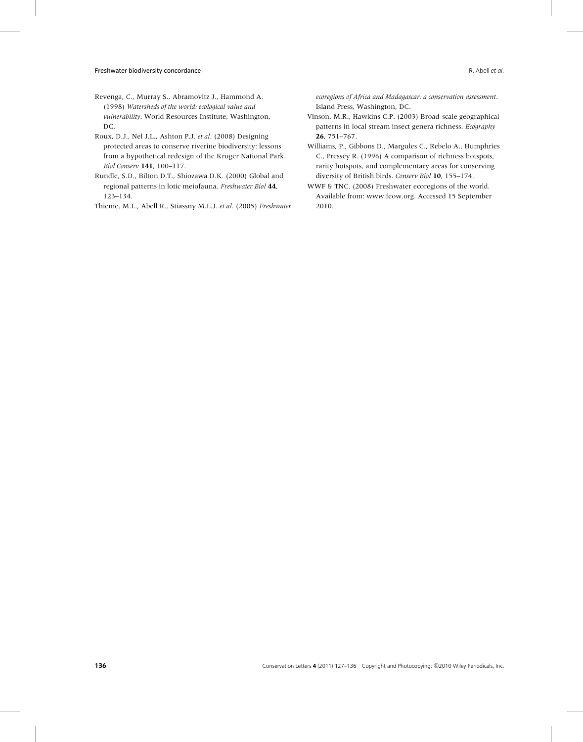Revenga, C., Murray S., Abramovitz J., Hammond A. (1998) *Watersheds of the world: ecological value and vulnerability*. World Resources Institute, Washington, DC.

Roux, D.J., Nel J.L., Ashton P.J. *et al*. (2008) Designing protected areas to conserve riverine biodiversity: lessons from a hypothetical redesign of the Kruger National Park. *Biol Conserv* **141**, 100–117.

Rundle, S.D., Bilton D.T., Shiozawa D.K. (2000) Global and regional patterns in lotic meiofauna. *Freshwater Biol* **44**, 123–134.

Thieme, M.L., Abell R., Stiassny M.L.J. *et al*. (2005) *Freshwater ecoregions of Africa and Madagascar: a conservation assessment*. Island Press, Washington, DC.

Vinson, M.R., Hawkins C.P. (2003) Broad-scale geographical patterns in local stream insect genera richness. *Ecography* **26**, 751–767.

Williams, P., Gibbons D., Margules C., Rebelo A., Humphries C., Pressey R. (1996) A comparison of richness hotspots, rarity hotspots, and complementary areas for conserving diversity of British birds. *Conserv Biol* **10**, 155–174.

WWF & TNC. (2008) Freshwater ecoregions of the world. Available from: www.feow.org. Accessed 15 September 2010.